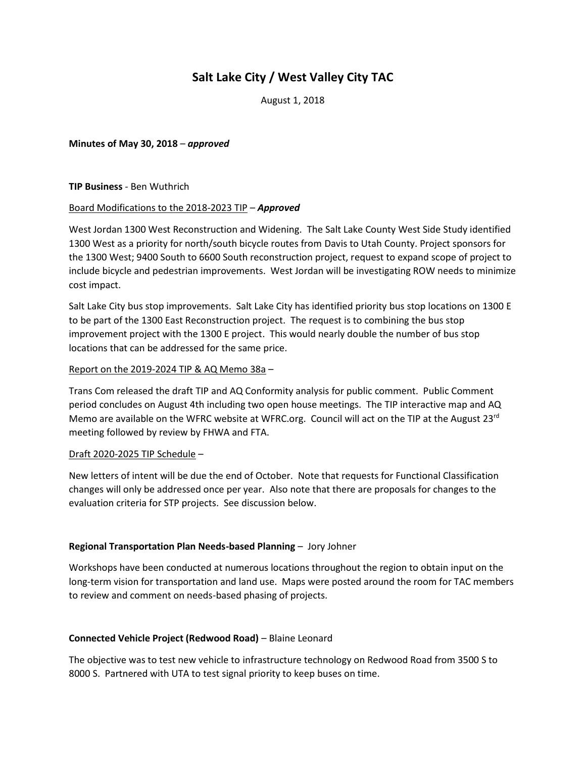# Salt Lake City / West Valley City TAC

August 1, 2018

**Minutes of May 30, 2018** – ***approved***

**TIP Business** - Ben Wuthrich

<u>Board Modifications to the 2018-2023 TIP</u> – ***Approved***

West Jordan 1300 West Reconstruction and Widening. The Salt Lake County West Side Study identified 1300 West as a priority for north/south bicycle routes from Davis to Utah County. Project sponsors for the 1300 West; 9400 South to 6600 South reconstruction project, request to expand scope of project to include bicycle and pedestrian improvements. West Jordan will be investigating ROW needs to minimize cost impact.

Salt Lake City bus stop improvements. Salt Lake City has identified priority bus stop locations on 1300 E to be part of the 1300 East Reconstruction project. The request is to combining the bus stop improvement project with the 1300 E project. This would nearly double the number of bus stop locations that can be addressed for the same price.

<u>Report on the 2019-2024 TIP & AQ Memo 38a</u> –

Trans Com released the draft TIP and AQ Conformity analysis for public comment. Public Comment period concludes on August 4th including two open house meetings. The TIP interactive map and AQ Memo are available on the WFRC website at WFRC.org. Council will act on the TIP at the August 23rd meeting followed by review by FHWA and FTA.

<u>Draft 2020-2025 TIP Schedule</u> –

New letters of intent will be due the end of October. Note that requests for Functional Classification changes will only be addressed once per year. Also note that there are proposals for changes to the evaluation criteria for STP projects. See discussion below.

**Regional Transportation Plan Needs-based Planning** – Jory Johner

Workshops have been conducted at numerous locations throughout the region to obtain input on the long-term vision for transportation and land use. Maps were posted around the room for TAC members to review and comment on needs-based phasing of projects.

**Connected Vehicle Project (Redwood Road)** – Blaine Leonard

The objective was to test new vehicle to infrastructure technology on Redwood Road from 3500 S to 8000 S. Partnered with UTA to test signal priority to keep buses on time.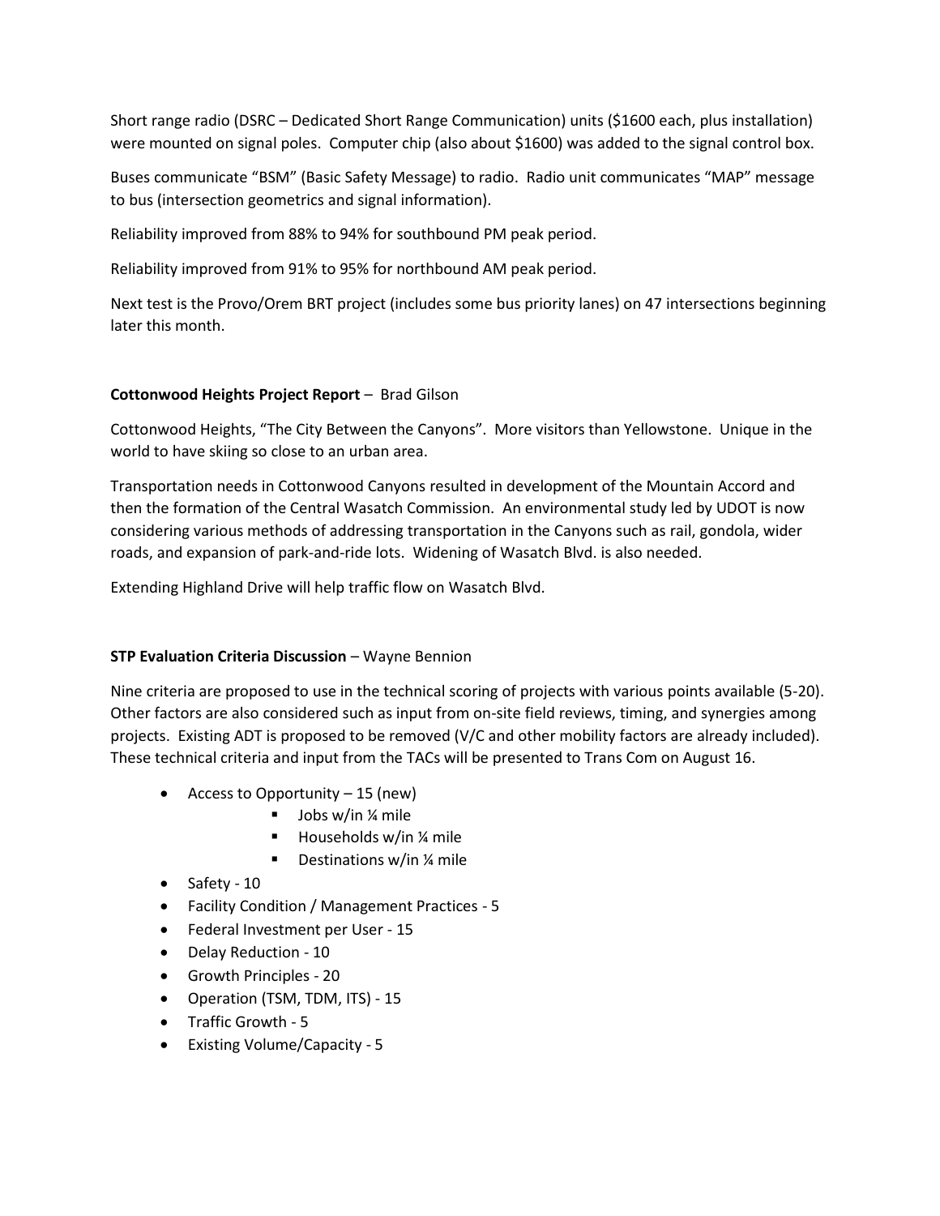Short range radio (DSRC – Dedicated Short Range Communication) units ($1600 each, plus installation) were mounted on signal poles. Computer chip (also about $1600) was added to the signal control box.

Buses communicate "BSM" (Basic Safety Message) to radio. Radio unit communicates "MAP" message to bus (intersection geometrics and signal information).

Reliability improved from 88% to 94% for southbound PM peak period.

Reliability improved from 91% to 95% for northbound AM peak period.

Next test is the Provo/Orem BRT project (includes some bus priority lanes) on 47 intersections beginning later this month.

**Cottonwood Heights Project Report** – Brad Gilson

Cottonwood Heights, "The City Between the Canyons". More visitors than Yellowstone. Unique in the world to have skiing so close to an urban area.

Transportation needs in Cottonwood Canyons resulted in development of the Mountain Accord and then the formation of the Central Wasatch Commission. An environmental study led by UDOT is now considering various methods of addressing transportation in the Canyons such as rail, gondola, wider roads, and expansion of park-and-ride lots. Widening of Wasatch Blvd. is also needed.

Extending Highland Drive will help traffic flow on Wasatch Blvd.

**STP Evaluation Criteria Discussion** – Wayne Bennion

Nine criteria are proposed to use in the technical scoring of projects with various points available (5-20). Other factors are also considered such as input from on-site field reviews, timing, and synergies among projects. Existing ADT is proposed to be removed (V/C and other mobility factors are already included). These technical criteria and input from the TACs will be presented to Trans Com on August 16.

- Access to Opportunity – 15 (new)
  - Jobs w/in ¼ mile
  - Households w/in ¼ mile
  - Destinations w/in ¼ mile
- Safety - 10
- Facility Condition / Management Practices - 5
- Federal Investment per User - 15
- Delay Reduction - 10
- Growth Principles - 20
- Operation (TSM, TDM, ITS) - 15
- Traffic Growth - 5
- Existing Volume/Capacity - 5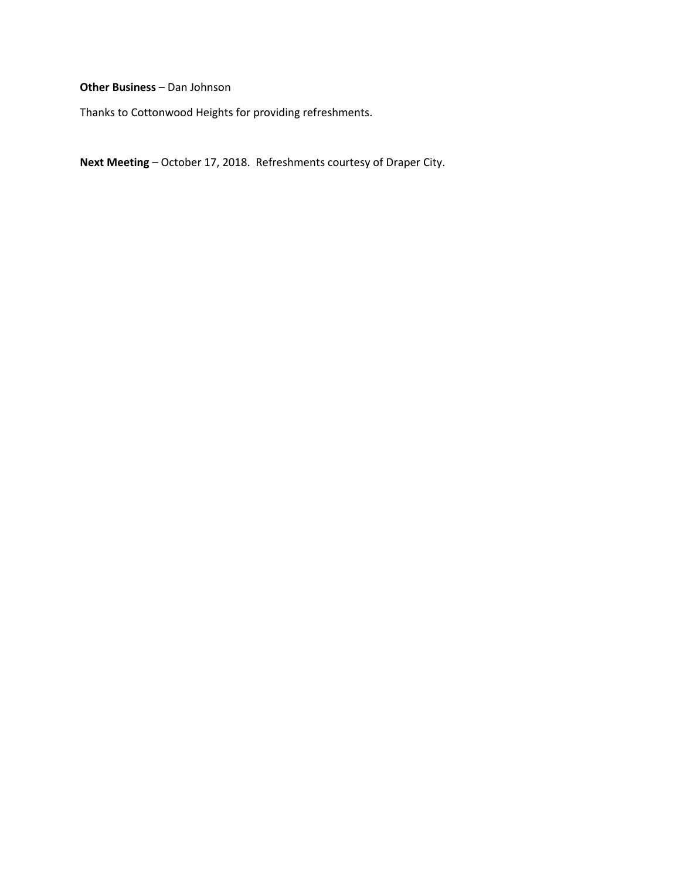**Other Business** – Dan Johnson

Thanks to Cottonwood Heights for providing refreshments.

**Next Meeting** – October 17, 2018. Refreshments courtesy of Draper City.